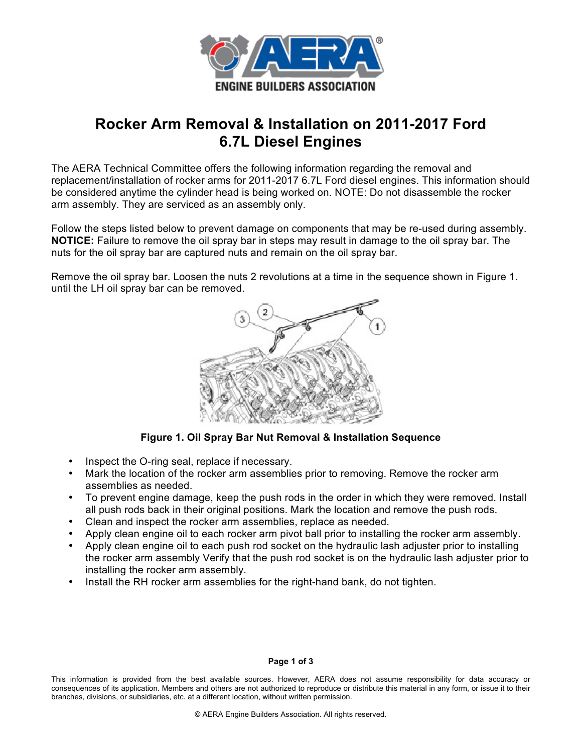# Rocker Arm Removal & Installation on 2011-2017 Ford 6.7L Diesel Engines

The AERA Technical Committee offers the following information regarding the removal and replacement/installation of rocker arms for 2011-2017 6.7L Ford diesel engines. This information should be considered anytime the cylinder head is being worked on. NOTE: Do not disassemble the rocker arm assembly. They are serviced as an assembly only.

Follow the steps listed below to prevent damage on components that may be re-used during assembly. **NOTICE:** Failure to remove the oil spray bar in steps may result in damage to the oil spray bar. The nuts for the oil spray bar are captured nuts and remain on the oil spray bar.

Remove the oil spray bar. Loosen the nuts 2 revolutions at a time in the sequence shown in Figure 1. until the LH oil spray bar can be removed.

**Figure 1. Oil Spray Bar Nut Removal & Installation Sequence**

- Inspect the O-ring seal, replace if necessary.
- Mark the location of the rocker arm assemblies prior to removing. Remove the rocker arm assemblies as needed.
- To prevent engine damage, keep the push rods in the order in which they were removed. Install all push rods back in their original positions. Mark the location and remove the push rods.
- Clean and inspect the rocker arm assemblies, replace as needed.
- Apply clean engine oil to each rocker arm pivot ball prior to installing the rocker arm assembly.
- Apply clean engine oil to each push rod socket on the hydraulic lash adjuster prior to installing the rocker arm assembly Verify that the push rod socket is on the hydraulic lash adjuster prior to installing the rocker arm assembly.
- Install the RH rocker arm assemblies for the right-hand bank, do not tighten.

This information is provided from the best available sources. However, AERA does not assume responsibility for data accuracy or consequences of its application. Members and others are not authorized to reproduce or distribute this material in any form, or issue it to their branches, divisions, or subsidiaries, etc. at a different location, without written permission.

© AERA Engine Builders Association. All rights reserved.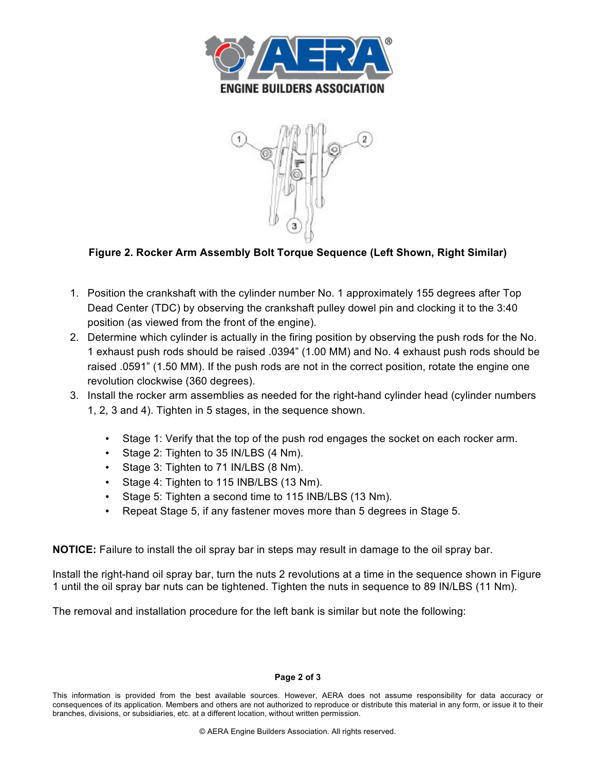**Figure 2. Rocker Arm Assembly Bolt Torque Sequence (Left Shown, Right Similar)**

1. Position the crankshaft with the cylinder number No. 1 approximately 155 degrees after Top Dead Center (TDC) by observing the crankshaft pulley dowel pin and clocking it to the 3:40 position (as viewed from the front of the engine).
2. Determine which cylinder is actually in the firing position by observing the push rods for the No. 1 exhaust push rods should be raised .0394" (1.00 MM) and No. 4 exhaust push rods should be raised .0591" (1.50 MM). If the push rods are not in the correct position, rotate the engine one revolution clockwise (360 degrees).
3. Install the rocker arm assemblies as needed for the right-hand cylinder head (cylinder numbers 1, 2, 3 and 4). Tighten in 5 stages, in the sequence shown.

    - Stage 1: Verify that the top of the push rod engages the socket on each rocker arm.
    - Stage 2: Tighten to 35 IN/LBS (4 Nm).
    - Stage 3: Tighten to 71 IN/LBS (8 Nm).
    - Stage 4: Tighten to 115 INB/LBS (13 Nm).
    - Stage 5: Tighten a second time to 115 INB/LBS (13 Nm).
    - Repeat Stage 5, if any fastener moves more than 5 degrees in Stage 5.

**NOTICE:** Failure to install the oil spray bar in steps may result in damage to the oil spray bar.

Install the right-hand oil spray bar, turn the nuts 2 revolutions at a time in the sequence shown in Figure 1 until the oil spray bar nuts can be tightened. Tighten the nuts in sequence to 89 IN/LBS (11 Nm).

The removal and installation procedure for the left bank is similar but note the following:

This information is provided from the best available sources. However, AERA does not assume responsibility for data accuracy or consequences of its application. Members and others are not authorized to reproduce or distribute this material in any form, or issue it to their branches, divisions, or subsidiaries, etc. at a different location, without written permission.

© AERA Engine Builders Association. All rights reserved.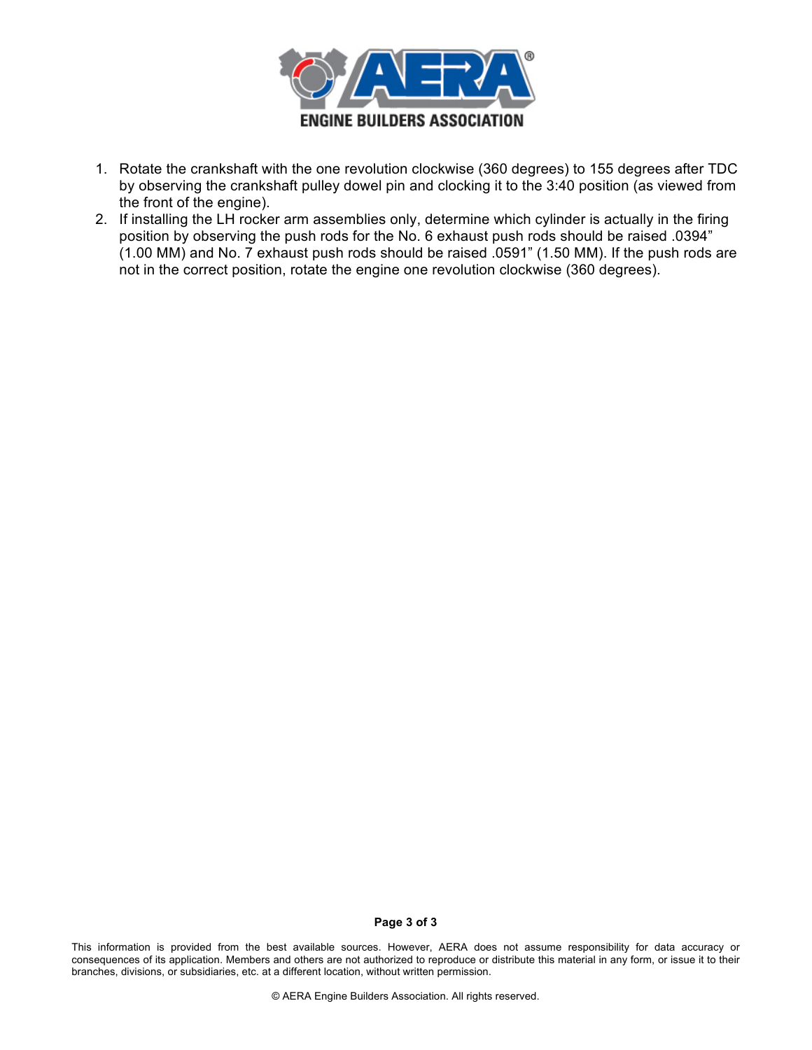1. Rotate the crankshaft with the one revolution clockwise (360 degrees) to 155 degrees after TDC by observing the crankshaft pulley dowel pin and clocking it to the 3:40 position (as viewed from the front of the engine).
2. If installing the LH rocker arm assemblies only, determine which cylinder is actually in the firing position by observing the push rods for the No. 6 exhaust push rods should be raised .0394" (1.00 MM) and No. 7 exhaust push rods should be raised .0591" (1.50 MM). If the push rods are not in the correct position, rotate the engine one revolution clockwise (360 degrees).

This information is provided from the best available sources. However, AERA does not assume responsibility for data accuracy or consequences of its application. Members and others are not authorized to reproduce or distribute this material in any form, or issue it to their branches, divisions, or subsidiaries, etc. at a different location, without written permission.

© AERA Engine Builders Association. All rights reserved.